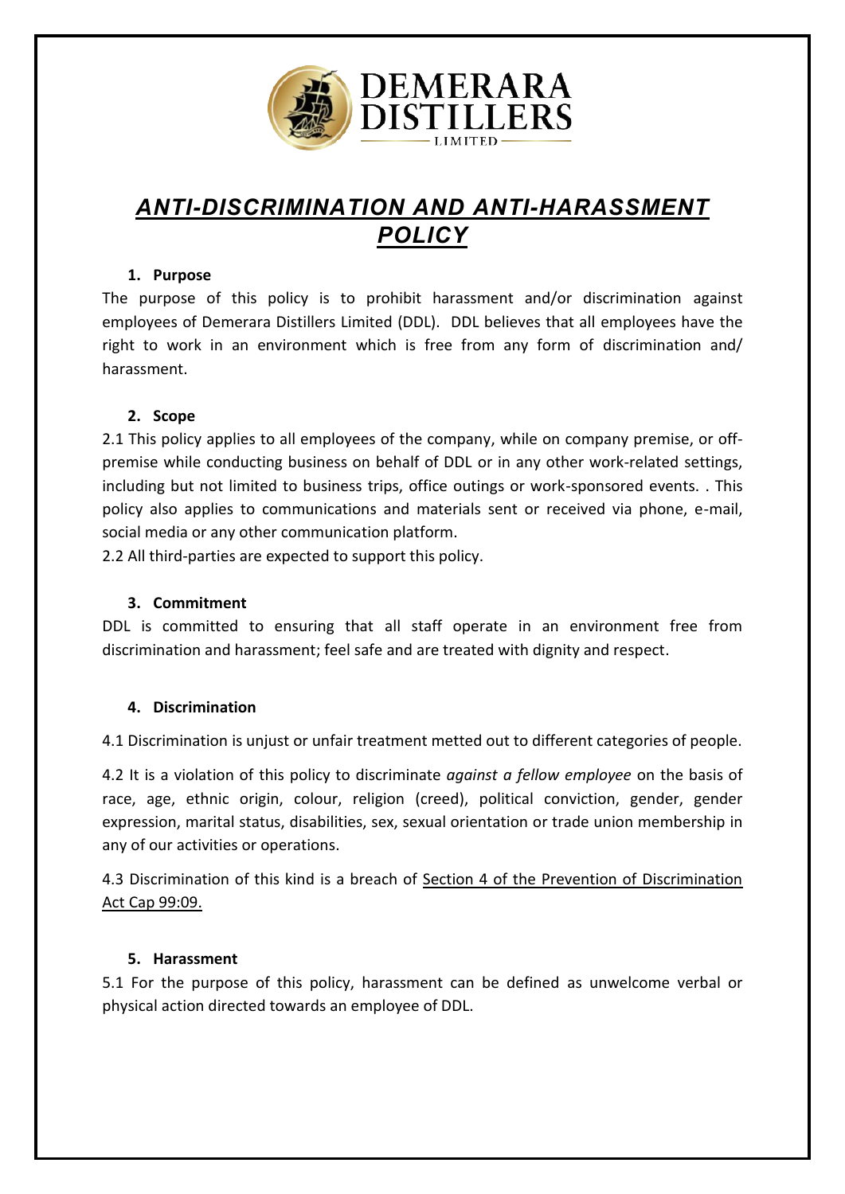DEMERARA DISTILLERS LIMITED

# *ANTI-DISCRIMINATION AND ANTI-HARASSMENT POLICY*

## 1. Purpose

The purpose of this policy is to prohibit harassment and/or discrimination against employees of Demerara Distillers Limited (DDL). DDL believes that all employees have the right to work in an environment which is free from any form of discrimination and/ harassment.

## 2. Scope

2.1 This policy applies to all employees of the company, while on company premise, or off-premise while conducting business on behalf of DDL or in any other work-related settings, including but not limited to business trips, office outings or work-sponsored events. . This policy also applies to communications and materials sent or received via phone, e-mail, social media or any other communication platform.

2.2 All third-parties are expected to support this policy.

## 3. Commitment

DDL is committed to ensuring that all staff operate in an environment free from discrimination and harassment; feel safe and are treated with dignity and respect.

## 4. Discrimination

4.1 Discrimination is unjust or unfair treatment metted out to different categories of people.

4.2 It is a violation of this policy to discriminate *against a fellow employee* on the basis of race, age, ethnic origin, colour, religion (creed), political conviction, gender, gender expression, marital status, disabilities, sex, sexual orientation or trade union membership in any of our activities or operations.

4.3 Discrimination of this kind is a breach of <u>Section 4 of the Prevention of Discrimination Act Cap 99:09.</u>

## 5. Harassment

5.1 For the purpose of this policy, harassment can be defined as unwelcome verbal or physical action directed towards an employee of DDL.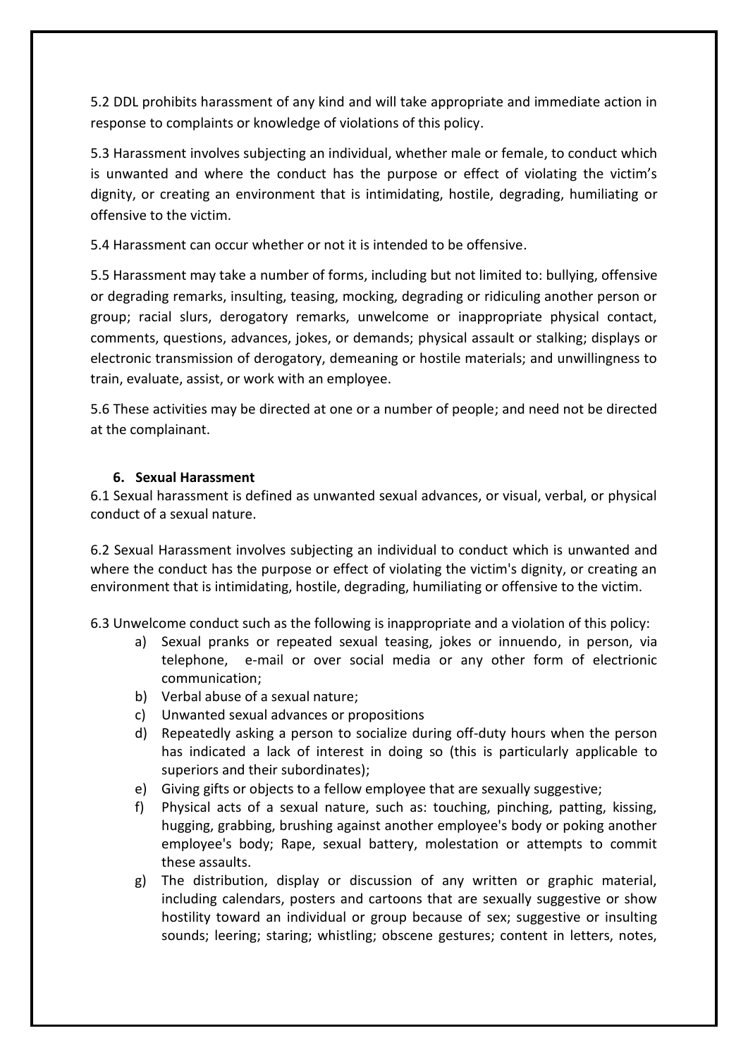5.2 DDL prohibits harassment of any kind and will take appropriate and immediate action in response to complaints or knowledge of violations of this policy.

5.3 Harassment involves subjecting an individual, whether male or female, to conduct which is unwanted and where the conduct has the purpose or effect of violating the victim's dignity, or creating an environment that is intimidating, hostile, degrading, humiliating or offensive to the victim.

5.4 Harassment can occur whether or not it is intended to be offensive.

5.5 Harassment may take a number of forms, including but not limited to: bullying, offensive or degrading remarks, insulting, teasing, mocking, degrading or ridiculing another person or group; racial slurs, derogatory remarks, unwelcome or inappropriate physical contact, comments, questions, advances, jokes, or demands; physical assault or stalking; displays or electronic transmission of derogatory, demeaning or hostile materials; and unwillingness to train, evaluate, assist, or work with an employee.

5.6 These activities may be directed at one or a number of people; and need not be directed at the complainant.

## 6. Sexual Harassment

6.1 Sexual harassment is defined as unwanted sexual advances, or visual, verbal, or physical conduct of a sexual nature.

6.2 Sexual Harassment involves subjecting an individual to conduct which is unwanted and where the conduct has the purpose or effect of violating the victim's dignity, or creating an environment that is intimidating, hostile, degrading, humiliating or offensive to the victim.

6.3 Unwelcome conduct such as the following is inappropriate and a violation of this policy:

a) Sexual pranks or repeated sexual teasing, jokes or innuendo, in person, via telephone, e-mail or over social media or any other form of electrionic communication;
b) Verbal abuse of a sexual nature;
c) Unwanted sexual advances or propositions
d) Repeatedly asking a person to socialize during off-duty hours when the person has indicated a lack of interest in doing so (this is particularly applicable to superiors and their subordinates);
e) Giving gifts or objects to a fellow employee that are sexually suggestive;
f) Physical acts of a sexual nature, such as: touching, pinching, patting, kissing, hugging, grabbing, brushing against another employee's body or poking another employee's body; Rape, sexual battery, molestation or attempts to commit these assaults.
g) The distribution, display or discussion of any written or graphic material, including calendars, posters and cartoons that are sexually suggestive or show hostility toward an individual or group because of sex; suggestive or insulting sounds; leering; staring; whistling; obscene gestures; content in letters, notes,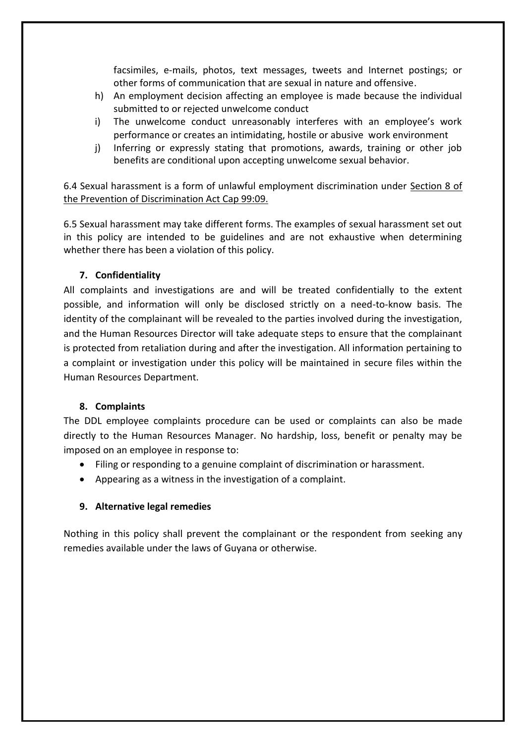facsimiles, e-mails, photos, text messages, tweets and Internet postings; or other forms of communication that are sexual in nature and offensive.

h) An employment decision affecting an employee is made because the individual submitted to or rejected unwelcome conduct
i) The unwelcome conduct unreasonably interferes with an employee's work performance or creates an intimidating, hostile or abusive work environment
j) Inferring or expressly stating that promotions, awards, training or other job benefits are conditional upon accepting unwelcome sexual behavior.

6.4 Sexual harassment is a form of unlawful employment discrimination under Section 8 of the Prevention of Discrimination Act Cap 99:09.

6.5 Sexual harassment may take different forms. The examples of sexual harassment set out in this policy are intended to be guidelines and are not exhaustive when determining whether there has been a violation of this policy.

## 7. Confidentiality

All complaints and investigations are and will be treated confidentially to the extent possible, and information will only be disclosed strictly on a need-to-know basis. The identity of the complainant will be revealed to the parties involved during the investigation, and the Human Resources Director will take adequate steps to ensure that the complainant is protected from retaliation during and after the investigation. All information pertaining to a complaint or investigation under this policy will be maintained in secure files within the Human Resources Department.

## 8. Complaints

The DDL employee complaints procedure can be used or complaints can also be made directly to the Human Resources Manager. No hardship, loss, benefit or penalty may be imposed on an employee in response to:

- Filing or responding to a genuine complaint of discrimination or harassment.
- Appearing as a witness in the investigation of a complaint.

## 9. Alternative legal remedies

Nothing in this policy shall prevent the complainant or the respondent from seeking any remedies available under the laws of Guyana or otherwise.